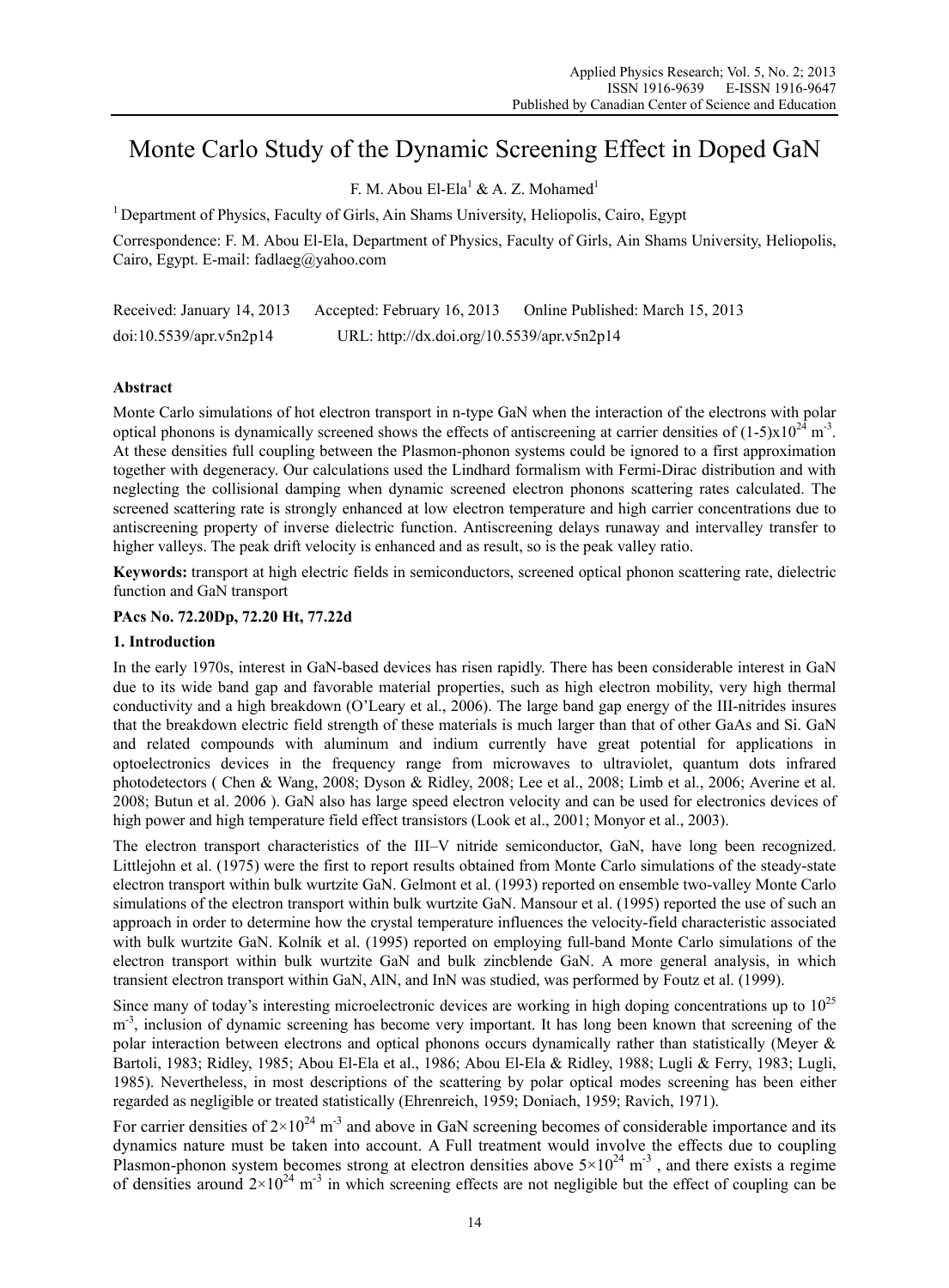# Monte Carlo Study of the Dynamic Screening Effect in Doped GaN

F. M. Abou El-Ela[1] & A. Z. Mohamed[1]

[1] Department of Physics, Faculty of Girls, Ain Shams University, Heliopolis, Cairo, Egypt

Correspondence: F. M. Abou El-Ela, Department of Physics, Faculty of Girls, Ain Shams University, Heliopolis, Cairo, Egypt. E-mail: fadlaeg@yahoo.com

Received: January 14, 2013 Accepted: February 16, 2013 Online Published: March 15, 2013

doi:10.5539/apr.v5n2p14 URL: http://dx.doi.org/10.5539/apr.v5n2p14

## Abstract

Monte Carlo simulations of hot electron transport in n-type GaN when the interaction of the electrons with polar optical phonons is dynamically screened shows the effects of antiscreening at carrier densities of $(1\text{-}5)\times10^{24}$ $m^{-3}$. At these densities full coupling between the Plasmon-phonon systems could be ignored to a first approximation together with degeneracy. Our calculations used the Lindhard formalism with Fermi-Dirac distribution and with neglecting the collisional damping when dynamic screened electron phonons scattering rates calculated. The screened scattering rate is strongly enhanced at low electron temperature and high carrier concentrations due to antiscreening property of inverse dielectric function. Antiscreening delays runaway and intervalley transfer to higher valleys. The peak drift velocity is enhanced and as result, so is the peak valley ratio.

**Keywords:** transport at high electric fields in semiconductors, screened optical phonon scattering rate, dielectric function and GaN transport

**PAcs No. 72.20Dp, 72.20 Ht, 77.22d**

## 1. Introduction

In the early 1970s, interest in GaN-based devices has risen rapidly. There has been considerable interest in GaN due to its wide band gap and favorable material properties, such as high electron mobility, very high thermal conductivity and a high breakdown (O'Leary et al., 2006). The large band gap energy of the III-nitrides insures that the breakdown electric field strength of these materials is much larger than that of other GaAs and Si. GaN and related compounds with aluminum and indium currently have great potential for applications in optoelectronics devices in the frequency range from microwaves to ultraviolet, quantum dots infrared photodetectors ( Chen & Wang, 2008; Dyson & Ridley, 2008; Lee et al., 2008; Limb et al., 2006; Averine et al. 2008; Butun et al. 2006 ). GaN also has large speed electron velocity and can be used for electronics devices of high power and high temperature field effect transistors (Look et al., 2001; Monyor et al., 2003).

The electron transport characteristics of the III–V nitride semiconductor, GaN, have long been recognized. Littlejohn et al. (1975) were the first to report results obtained from Monte Carlo simulations of the steady-state electron transport within bulk wurtzite GaN. Gelmont et al. (1993) reported on ensemble two-valley Monte Carlo simulations of the electron transport within bulk wurtzite GaN. Mansour et al. (1995) reported the use of such an approach in order to determine how the crystal temperature influences the velocity-field characteristic associated with bulk wurtzite GaN. Kolník et al. (1995) reported on employing full-band Monte Carlo simulations of the electron transport within bulk wurtzite GaN and bulk zincblende GaN. A more general analysis, in which transient electron transport within GaN, AlN, and InN was studied, was performed by Foutz et al. (1999).

Since many of today's interesting microelectronic devices are working in high doping concentrations up to $10^{25}$ $m^{-3}$, inclusion of dynamic screening has become very important. It has long been known that screening of the polar interaction between electrons and optical phonons occurs dynamically rather than statistically (Meyer & Bartoli, 1983; Ridley, 1985; Abou El-Ela et al., 1986; Abou El-Ela & Ridley, 1988; Lugli & Ferry, 1983; Lugli, 1985). Nevertheless, in most descriptions of the scattering by polar optical modes screening has been either regarded as negligible or treated statistically (Ehrenreich, 1959; Doniach, 1959; Ravich, 1971).

For carrier densities of $2\times10^{24}$ $m^{-3}$ and above in GaN screening becomes of considerable importance and its dynamics nature must be taken into account. A Full treatment would involve the effects due to coupling Plasmon-phonon system becomes strong at electron densities above $5\times10^{24}$ $m^{-3}$ , and there exists a regime of densities around $2\times10^{24}$ $m^{-3}$ in which screening effects are not negligible but the effect of coupling can be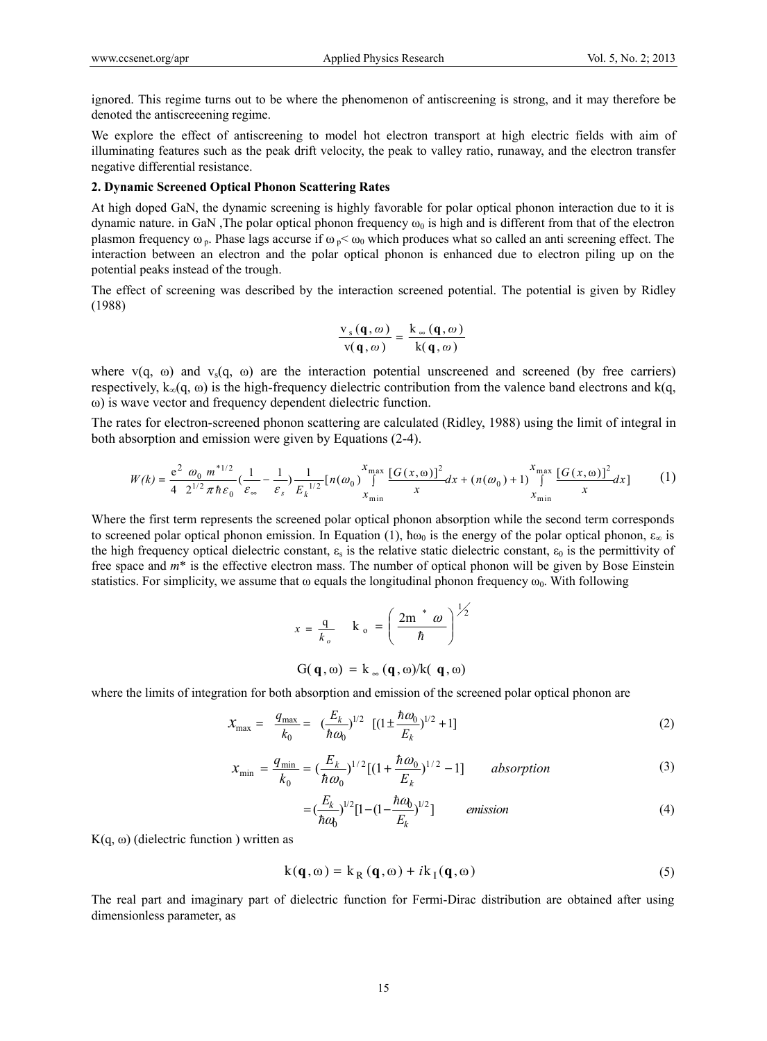ignored. This regime turns out to be where the phenomenon of antiscreening is strong, and it may therefore be denoted the antiscreeening regime.

We explore the effect of antiscreening to model hot electron transport at high electric fields with aim of illuminating features such as the peak drift velocity, the peak to valley ratio, runaway, and the electron transfer negative differential resistance.

## 2. Dynamic Screened Optical Phonon Scattering Rates

At high doped GaN, the dynamic screening is highly favorable for polar optical phonon interaction due to it is dynamic nature. in GaN ,The polar optical phonon frequency $\omega_0$ is high and is different from that of the electron plasmon frequency $\omega_p$. Phase lags accurse if $\omega_p < \omega_0$ which produces what so called an anti screening effect. The interaction between an electron and the polar optical phonon is enhanced due to electron piling up on the potential peaks instead of the trough.

The effect of screening was described by the interaction screened potential. The potential is given by Ridley (1988)

$$\frac{v_s(\mathbf{q},\omega)}{v(\mathbf{q},\omega)} = \frac{k_\infty(\mathbf{q},\omega)}{k(\mathbf{q},\omega)}$$

where v(q, ω) and $v_s$(q, ω) are the interaction potential unscreened and screened (by free carriers) respectively, $k_\infty$(q, ω) is the high-frequency dielectric contribution from the valence band electrons and k(q, ω) is wave vector and frequency dependent dielectric function.

The rates for electron-screened phonon scattering are calculated (Ridley, 1988) using the limit of integral in both absorption and emission were given by Equations (2-4).

$$W(k) = \frac{e^2\ \omega_0\ m^{*1/2}}{4\ \ 2^{1/2}\pi\hbar\varepsilon_0}\left(\frac{1}{\varepsilon_\infty} - \frac{1}{\varepsilon_s}\right)\frac{1}{E_k^{1/2}}\left[n(\omega_0)\int_{x_{\min}}^{x_{\max}}\frac{[G(x,\omega)]^2}{x}dx + (n(\omega_0)+1)\int_{x_{\min}}^{x_{\max}}\frac{[G(x,\omega)]^2}{x}dx\right] \qquad (1)$$

Where the first term represents the screened polar optical phonon absorption while the second term corresponds to screened polar optical phonon emission. In Equation (1), $\hbar\omega_0$ is the energy of the polar optical phonon, $\varepsilon_\infty$ is the high frequency optical dielectric constant, $\varepsilon_s$ is the relative static dielectric constant, $\varepsilon_0$ is the permittivity of free space and $m^*$ is the effective electron mass. The number of optical phonon will be given by Bose Einstein statistics. For simplicity, we assume that ω equals the longitudinal phonon frequency $\omega_0$. With following

$$x = \frac{q}{k_o} \qquad k_o = \left(\frac{2m^*\omega}{\hbar}\right)^{1/2}$$

$$G(\mathbf{q},\omega) = k_\infty(\mathbf{q},\omega)/k(\mathbf{q},\omega)$$

where the limits of integration for both absorption and emission of the screened polar optical phonon are

$$x_{\max} = \frac{q_{\max}}{k_0} = \left(\frac{E_k}{\hbar\omega_0}\right)^{1/2}\left[\left(1 \pm \frac{\hbar\omega_0}{E_k}\right)^{1/2} + 1\right] \qquad (2)$$

$$x_{\min} = \frac{q_{\min}}{k_0} = \left(\frac{E_k}{\hbar\omega_0}\right)^{1/2}\left[\left(1 + \frac{\hbar\omega_0}{E_k}\right)^{1/2} - 1\right] \qquad \textit{absorption} \qquad (3)$$

$$= \left(\frac{E_k}{\hbar\omega_0}\right)^{1/2}\left[1 - \left(1 - \frac{\hbar\omega_0}{E_k}\right)^{1/2}\right] \qquad \textit{emission} \qquad (4)$$

K(q, ω) (dielectric function ) written as

$$k(\mathbf{q},\omega) = k_R(\mathbf{q},\omega) + i k_I(\mathbf{q},\omega) \qquad (5)$$

The real part and imaginary part of dielectric function for Fermi-Dirac distribution are obtained after using dimensionless parameter, as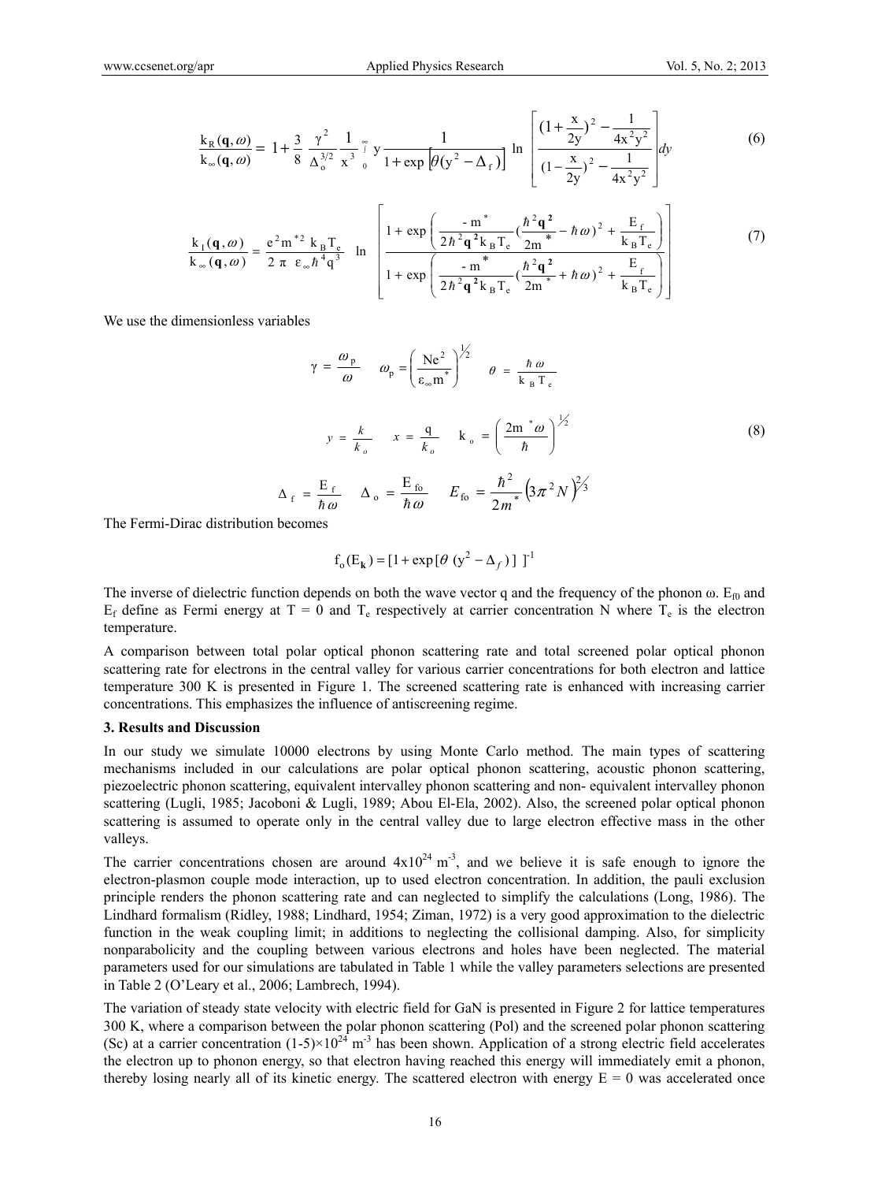$$\frac{k_R(\mathbf{q},\omega)}{k_\infty(\mathbf{q},\omega)} = 1+\frac{3}{8}\,\frac{\gamma^2}{\Delta_o^{3/2}}\,\frac{1}{x^3}\int_0^\infty y\,\frac{1}{1+\exp\left[\theta(y^2-\Delta_f)\right]}\,\ln\left[\frac{(1+\frac{x}{2y})^2-\frac{1}{4x^2y^2}}{(1-\frac{x}{2y})^2-\frac{1}{4x^2y^2}}\right]dy \tag{6}$$

$$\frac{k_I(\mathbf{q},\omega)}{k_\infty(\mathbf{q},\omega)} = \frac{e^2 m^{*2}\,k_B T_e}{2\pi\ \varepsilon_\infty \hbar^4 q^3}\ \ln\left[\frac{1+\exp\left(\frac{-m^*}{2\hbar^2\mathbf{q}^2 k_B T_e}\left(\frac{\hbar^2\mathbf{q}^2}{2m^*}-\hbar\omega\right)^2+\frac{E_f}{k_B T_e}\right)}{1+\exp\left(\frac{-m^*}{2\hbar^2\mathbf{q}^2 k_B T_e}\left(\frac{\hbar^2\mathbf{q}^2}{2m^*}+\hbar\omega\right)^2+\frac{E_f}{k_B T_e}\right)}\right] \tag{7}$$

We use the dimensionless variables

$$\gamma = \frac{\omega_p}{\omega} \qquad \omega_p = \left(\frac{Ne^2}{\varepsilon_\infty m^*}\right)^{1/2} \qquad \theta = \frac{\hbar\omega}{k_B T_e}$$

$$y = \frac{k}{k_o} \qquad x = \frac{q}{k_o} \qquad k_o = \left(\frac{2m^*\omega}{\hbar}\right)^{1/2} \tag{8}$$

$$\Delta_f = \frac{E_f}{\hbar\omega} \qquad \Delta_o = \frac{E_{fo}}{\hbar\omega} \qquad E_{fo} = \frac{\hbar^2}{2m^*}\left(3\pi^2 N\right)^{2/3}$$

The Fermi-Dirac distribution becomes

$$f_o(E_{\mathbf{k}}) = [1+\exp[\theta\,(y^2-\Delta_f)]\,]^{-1}$$

The inverse of dielectric function depends on both the wave vector q and the frequency of the phonon ω. $E_{f0}$ and $E_f$ define as Fermi energy at T = 0 and $T_e$ respectively at carrier concentration N where $T_e$ is the electron temperature.

A comparison between total polar optical phonon scattering rate and total screened polar optical phonon scattering rate for electrons in the central valley for various carrier concentrations for both electron and lattice temperature 300 K is presented in Figure 1. The screened scattering rate is enhanced with increasing carrier concentrations. This emphasizes the influence of antiscreening regime.

## 3. Results and Discussion

In our study we simulate 10000 electrons by using Monte Carlo method. The main types of scattering mechanisms included in our calculations are polar optical phonon scattering, acoustic phonon scattering, piezoelectric phonon scattering, equivalent intervalley phonon scattering and non- equivalent intervalley phonon scattering (Lugli, 1985; Jacoboni & Lugli, 1989; Abou El-Ela, 2002). Also, the screened polar optical phonon scattering is assumed to operate only in the central valley due to large electron effective mass in the other valleys.

The carrier concentrations chosen are around $4\text{x}10^{24}$ m$^{-3}$, and we believe it is safe enough to ignore the electron-plasmon couple mode interaction, up to used electron concentration. In addition, the pauli exclusion principle renders the phonon scattering rate and can neglected to simplify the calculations (Long, 1986). The Lindhard formalism (Ridley, 1988; Lindhard, 1954; Ziman, 1972) is a very good approximation to the dielectric function in the weak coupling limit; in additions to neglecting the collisional damping. Also, for simplicity nonparabolicity and the coupling between various electrons and holes have been neglected. The material parameters used for our simulations are tabulated in Table 1 while the valley parameters selections are presented in Table 2 (O'Leary et al., 2006; Lambrech, 1994).

The variation of steady state velocity with electric field for GaN is presented in Figure 2 for lattice temperatures 300 K, where a comparison between the polar phonon scattering (Pol) and the screened polar phonon scattering (Sc) at a carrier concentration $(1\text{-}5)\times10^{24}$ m$^{-3}$ has been shown. Application of a strong electric field accelerates the electron up to phonon energy, so that electron having reached this energy will immediately emit a phonon, thereby losing nearly all of its kinetic energy. The scattered electron with energy E = 0 was accelerated once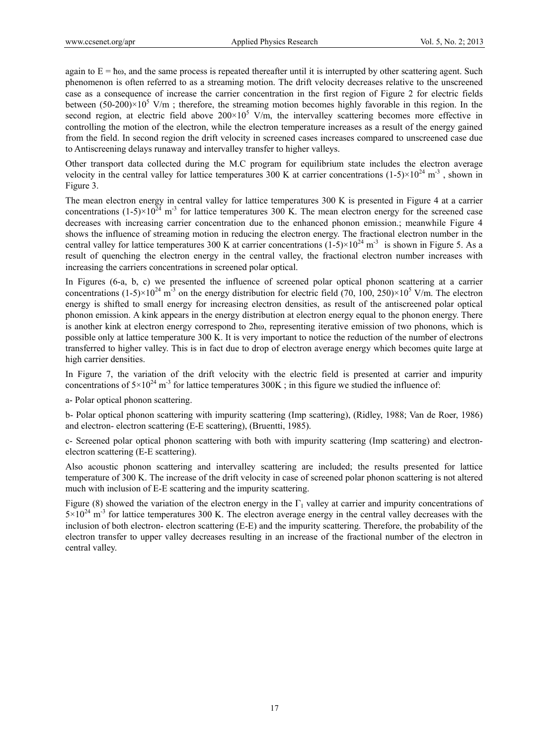again to $E = \hbar\omega$, and the same process is repeated thereafter until it is interrupted by other scattering agent. Such phenomenon is often referred to as a streaming motion. The drift velocity decreases relative to the unscreened case as a consequence of increase the carrier concentration in the first region of Figure 2 for electric fields between $(50\text{-}200)\times10^5$ V/m ; therefore, the streaming motion becomes highly favorable in this region. In the second region, at electric field above $200\times10^5$ V/m, the intervalley scattering becomes more effective in controlling the motion of the electron, while the electron temperature increases as a result of the energy gained from the field. In second region the drift velocity in screened cases increases compared to unscreened case due to Antiscreening delays runaway and intervalley transfer to higher valleys.

Other transport data collected during the M.C program for equilibrium state includes the electron average velocity in the central valley for lattice temperatures 300 K at carrier concentrations $(1\text{-}5)\times10^{24}$ $m^{-3}$ , shown in Figure 3.

The mean electron energy in central valley for lattice temperatures 300 K is presented in Figure 4 at a carrier concentrations $(1\text{-}5)\times10^{24}$ $m^{-3}$ for lattice temperatures 300 K. The mean electron energy for the screened case decreases with increasing carrier concentration due to the enhanced phonon emission.; meanwhile Figure 4 shows the influence of streaming motion in reducing the electron energy. The fractional electron number in the central valley for lattice temperatures 300 K at carrier concentrations $(1\text{-}5)\times10^{24}$ $m^{-3}$ is shown in Figure 5. As a result of quenching the electron energy in the central valley, the fractional electron number increases with increasing the carriers concentrations in screened polar optical.

In Figures (6-a, b, c) we presented the influence of screened polar optical phonon scattering at a carrier concentrations $(1\text{-}5)\times10^{24}$ $m^{-3}$ on the energy distribution for electric field $(70, 100, 250)\times10^5$ V/m. The electron energy is shifted to small energy for increasing electron densities, as result of the antiscreened polar optical phonon emission. A kink appears in the energy distribution at electron energy equal to the phonon energy. There is another kink at electron energy correspond to $2\hbar\omega$, representing iterative emission of two phonons, which is possible only at lattice temperature 300 K. It is very important to notice the reduction of the number of electrons transferred to higher valley. This is in fact due to drop of electron average energy which becomes quite large at high carrier densities.

In Figure 7, the variation of the drift velocity with the electric field is presented at carrier and impurity concentrations of $5\times10^{24}$ $m^{-3}$ for lattice temperatures 300K ; in this figure we studied the influence of:

a- Polar optical phonon scattering.

b- Polar optical phonon scattering with impurity scattering (Imp scattering), (Ridley, 1988; Van de Roer, 1986) and electron- electron scattering (E-E scattering), (Bruentti, 1985).

c- Screened polar optical phonon scattering with both with impurity scattering (Imp scattering) and electron-electron scattering (E-E scattering).

Also acoustic phonon scattering and intervalley scattering are included; the results presented for lattice temperature of 300 K. The increase of the drift velocity in case of screened polar phonon scattering is not altered much with inclusion of E-E scattering and the impurity scattering.

Figure (8) showed the variation of the electron energy in the $\Gamma_1$ valley at carrier and impurity concentrations of $5\times10^{24}$ $m^{-3}$ for lattice temperatures 300 K. The electron average energy in the central valley decreases with the inclusion of both electron- electron scattering (E-E) and the impurity scattering. Therefore, the probability of the electron transfer to upper valley decreases resulting in an increase of the fractional number of the electron in central valley.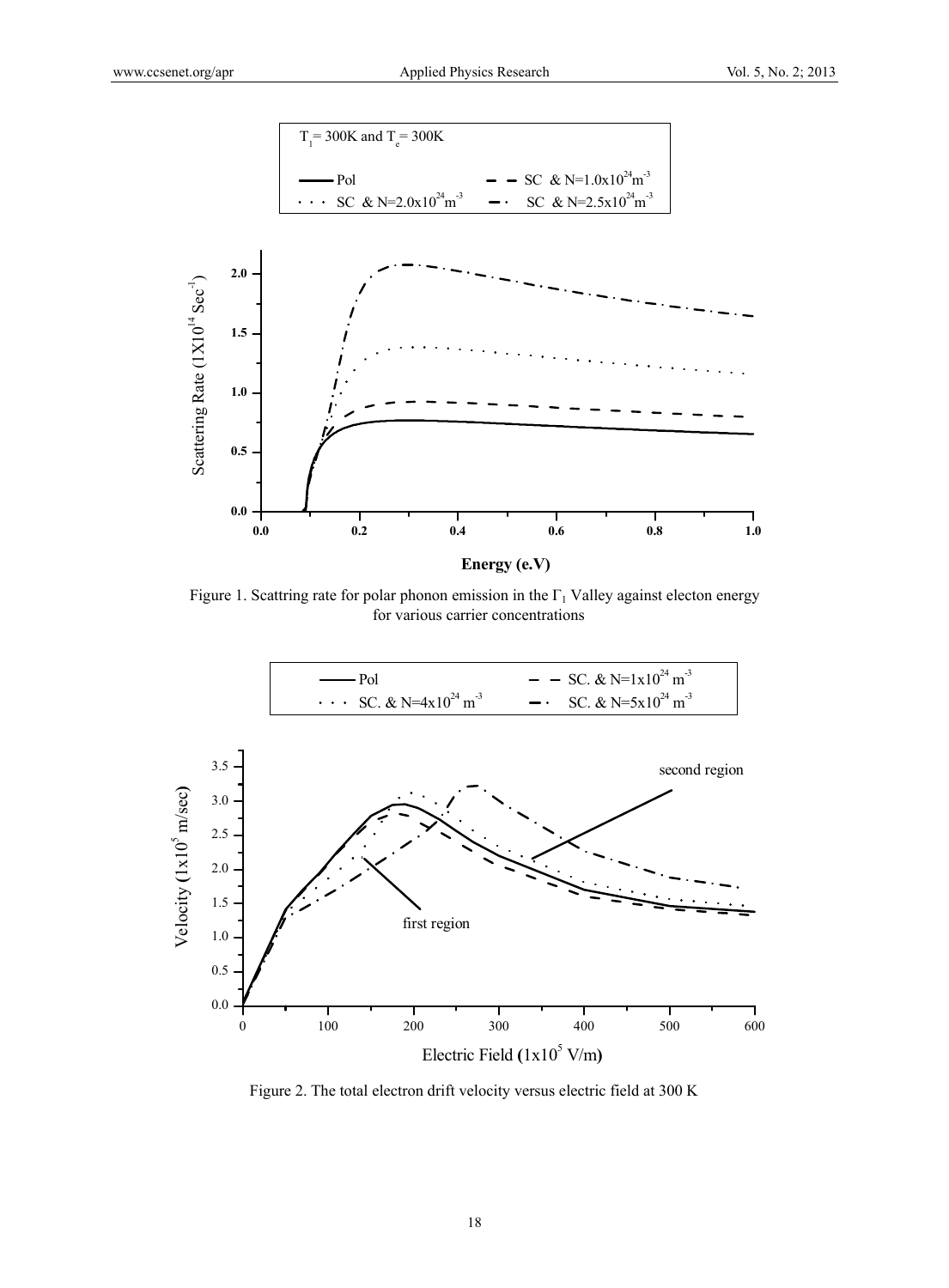Figure 1. Scattring rate for polar phonon emission in the $\Gamma_1$ Valley against electon energy for various carrier concentrations

Figure 2. The total electron drift velocity versus electric field at 300 K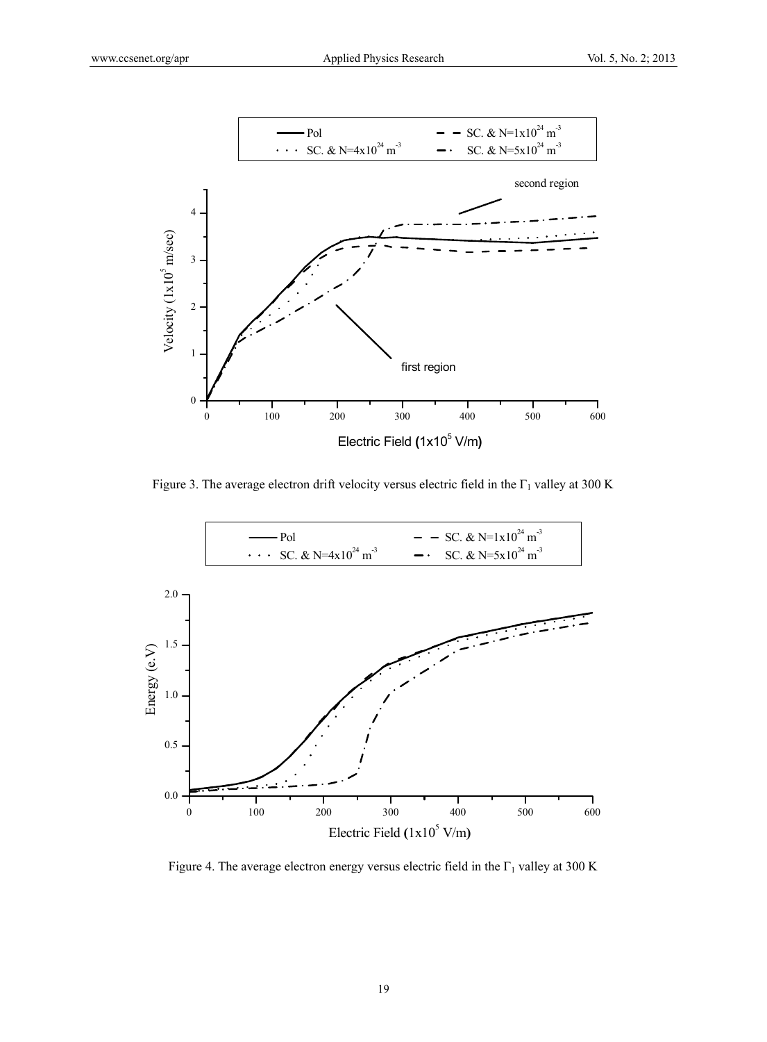Figure 3. The average electron drift velocity versus electric field in the $\Gamma_1$ valley at 300 K

Figure 4. The average electron energy versus electric field in the $\Gamma_1$ valley at 300 K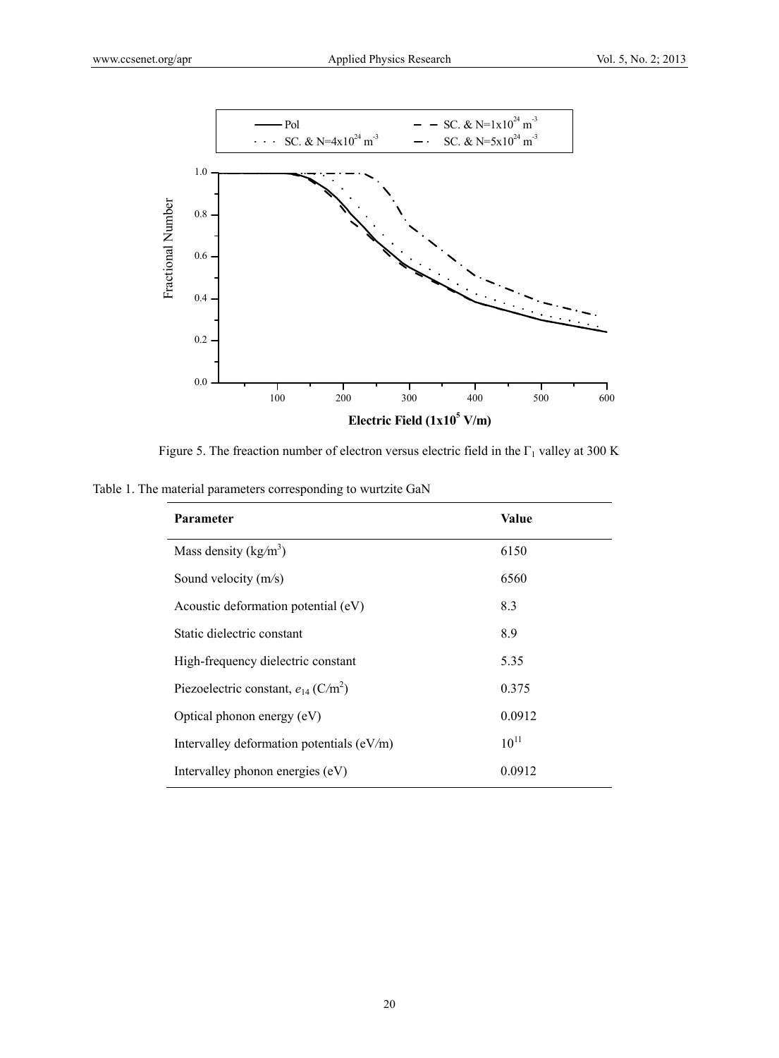Figure 5. The freaction number of electron versus electric field in the $\Gamma_1$ valley at 300 K

Table 1. The material parameters corresponding to wurtzite GaN

| **Parameter** | **Value** |
| --- | --- |
| Mass density ($kg/m^3$) | 6150 |
| Sound velocity (m/s) | 6560 |
| Acoustic deformation potential (eV) | 8.3 |
| Static dielectric constant | 8.9 |
| High-frequency dielectric constant | 5.35 |
| Piezoelectric constant, $e_{14}$ ($C/m^2$) | 0.375 |
| Optical phonon energy (eV) | 0.0912 |
| Intervalley deformation potentials (eV/m) | $10^{11}$ |
| Intervalley phonon energies (eV) | 0.0912 |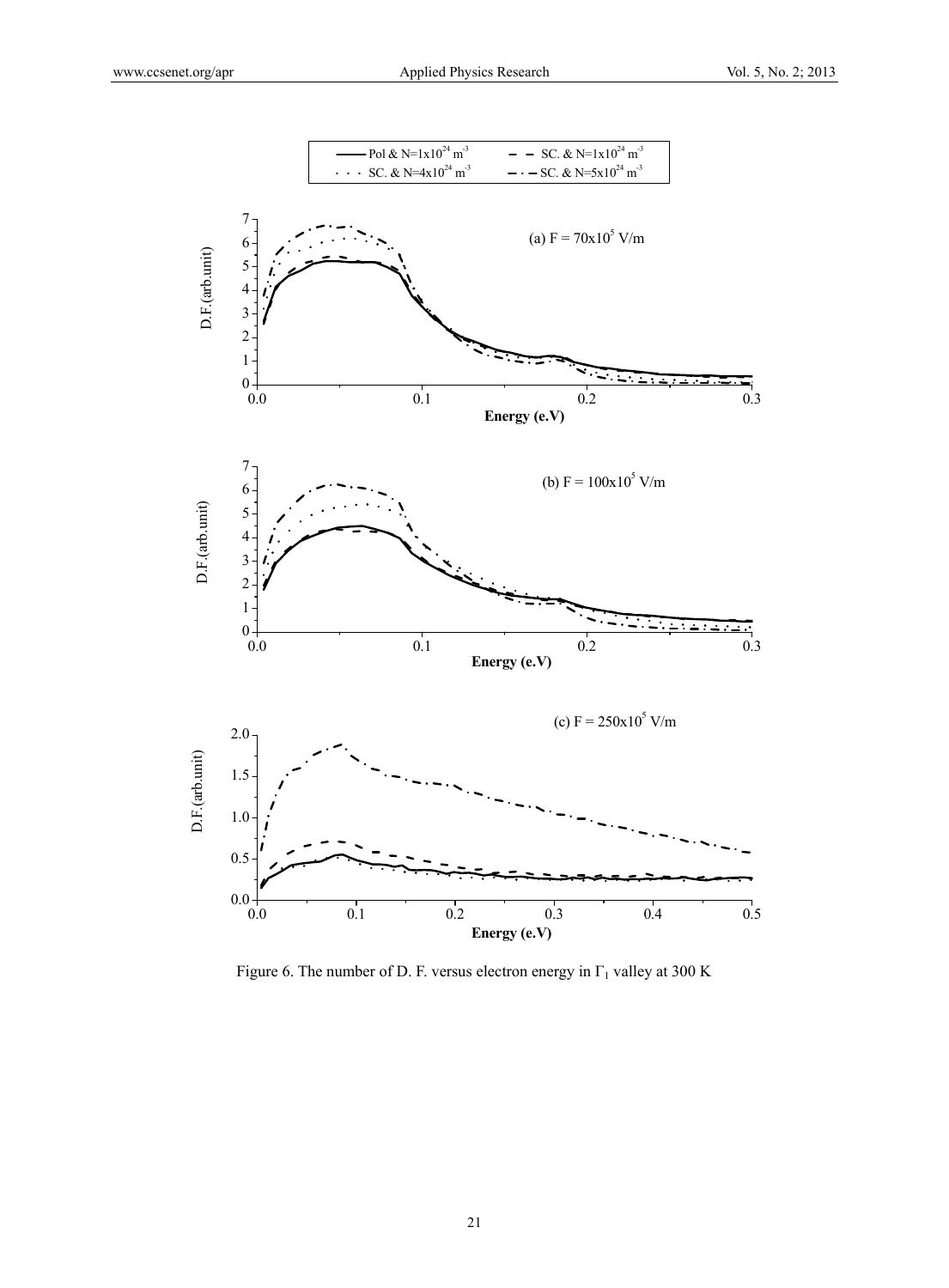Figure 6. The number of D. F. versus electron energy in $\Gamma_1$ valley at 300 K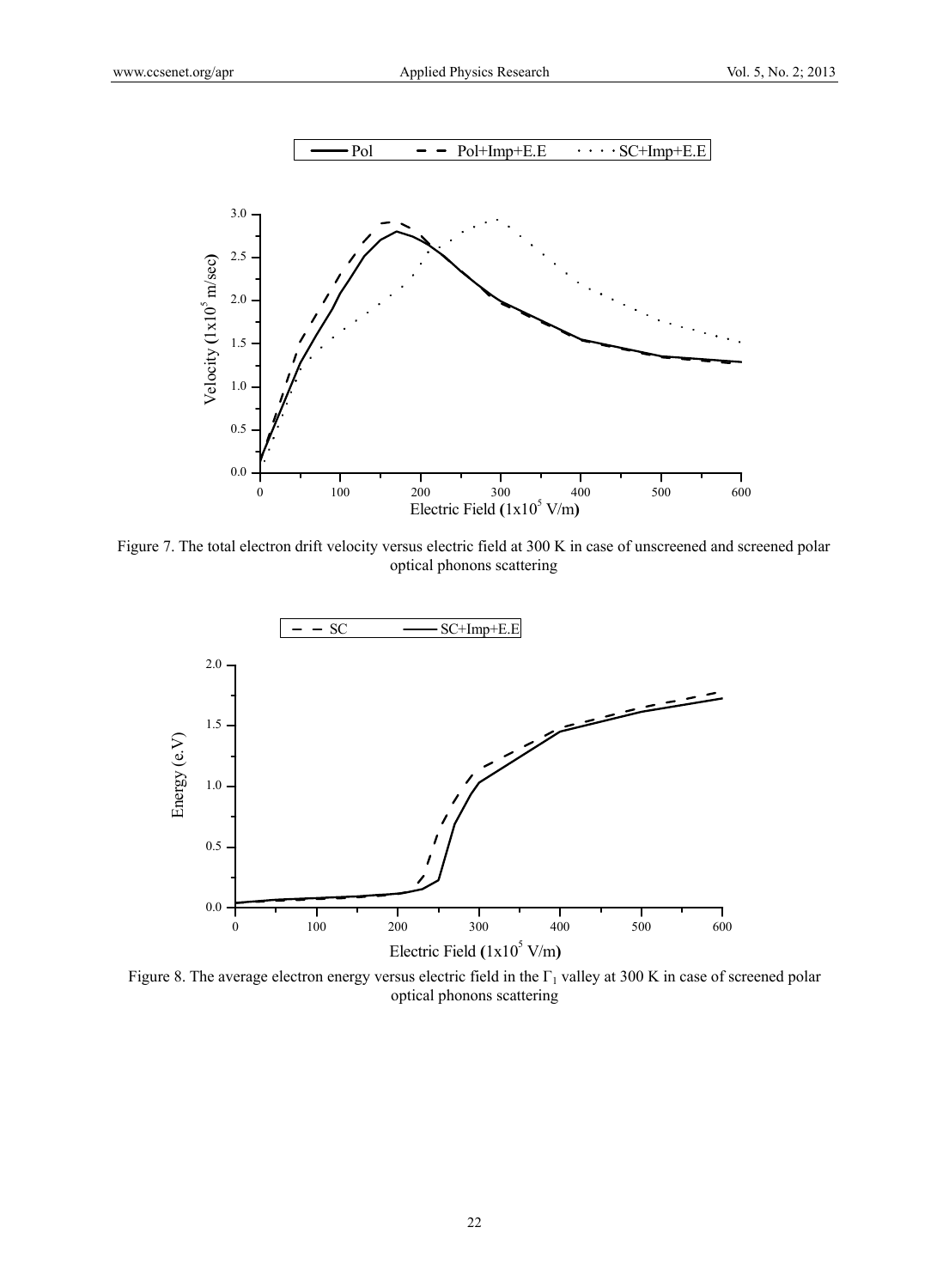Figure 7. The total electron drift velocity versus electric field at 300 K in case of unscreened and screened polar optical phonons scattering

Figure 8. The average electron energy versus electric field in the $\Gamma_1$ valley at 300 K in case of screened polar optical phonons scattering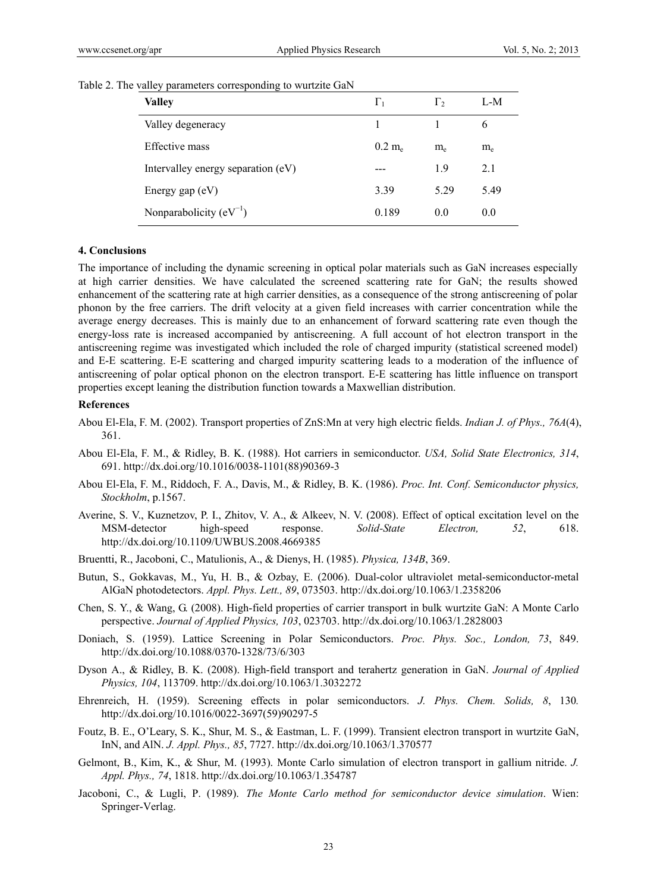Table 2. The valley parameters corresponding to wurtzite GaN

| Valley | $\Gamma_1$ | $\Gamma_2$ | L-M |
| --- | --- | --- | --- |
| Valley degeneracy | 1 | 1 | 6 |
| Effective mass | $0.2\ m_e$ | $m_e$ | $m_e$ |
| Intervalley energy separation (eV) | --- | 1.9 | 2.1 |
| Energy gap (eV) | 3.39 | 5.29 | 5.49 |
| Nonparabolicity ($eV^{-1}$) | 0.189 | 0.0 | 0.0 |

### 4. Conclusions

The importance of including the dynamic screening in optical polar materials such as GaN increases especially at high carrier densities. We have calculated the screened scattering rate for GaN; the results showed enhancement of the scattering rate at high carrier densities, as a consequence of the strong antiscreening of polar phonon by the free carriers. The drift velocity at a given field increases with carrier concentration while the average energy decreases. This is mainly due to an enhancement of forward scattering rate even though the energy-loss rate is increased accompanied by antiscreening. A full account of hot electron transport in the antiscreening regime was investigated which included the role of charged impurity (statistical screened model) and E-E scattering. E-E scattering and charged impurity scattering leads to a moderation of the influence of antiscreening of polar optical phonon on the electron transport. E-E scattering has little influence on transport properties except leaning the distribution function towards a Maxwellian distribution.

### References

Abou El-Ela, F. M. (2002). Transport properties of ZnS:Mn at very high electric fields. *Indian J. of Phys., 76A*(4), 361.

Abou El-Ela, F. M., & Ridley, B. K. (1988). Hot carriers in semiconductor. *USA, Solid State Electronics, 314*, 691. http://dx.doi.org/10.1016/0038-1101(88)90369-3

Abou El-Ela, F. M., Riddoch, F. A., Davis, M., & Ridley, B. K. (1986). *Proc. Int. Conf. Semiconductor physics, Stockholm*, p.1567.

Averine, S. V., Kuznetzov, P. I., Zhitov, V. A., & Alkeev, N. V. (2008). Effect of optical excitation level on the MSM-detector high-speed response. *Solid-State Electron, 52*, 618. http://dx.doi.org/10.1109/UWBUS.2008.4669385

Bruentti, R., Jacoboni, C., Matulionis, A., & Dienys, H. (1985). *Physica, 134B*, 369.

Butun, S., Gokkavas, M., Yu, H. B., & Ozbay, E. (2006). Dual-color ultraviolet metal-semiconductor-metal AlGaN photodetectors. *Appl. Phys. Lett., 89*, 073503. http://dx.doi.org/10.1063/1.2358206

Chen, S. Y., & Wang, G. (2008). High-field properties of carrier transport in bulk wurtzite GaN: A Monte Carlo perspective. *Journal of Applied Physics, 103*, 023703. http://dx.doi.org/10.1063/1.2828003

Doniach, S. (1959). Lattice Screening in Polar Semiconductors. *Proc. Phys. Soc., London, 73*, 849. http://dx.doi.org/10.1088/0370-1328/73/6/303

Dyson A., & Ridley, B. K. (2008). High-field transport and terahertz generation in GaN. *Journal of Applied Physics, 104*, 113709. http://dx.doi.org/10.1063/1.3032272

Ehrenreich, H. (1959). Screening effects in polar semiconductors. *J. Phys. Chem. Solids, 8*, 130. http://dx.doi.org/10.1016/0022-3697(59)90297-5

Foutz, B. E., O'Leary, S. K., Shur, M. S., & Eastman, L. F. (1999). Transient electron transport in wurtzite GaN, InN, and AlN. *J. Appl. Phys., 85*, 7727. http://dx.doi.org/10.1063/1.370577

Gelmont, B., Kim, K., & Shur, M. (1993). Monte Carlo simulation of electron transport in gallium nitride. *J. Appl. Phys., 74*, 1818. http://dx.doi.org/10.1063/1.354787

Jacoboni, C., & Lugli, P. (1989). *The Monte Carlo method for semiconductor device simulation*. Wien: Springer-Verlag.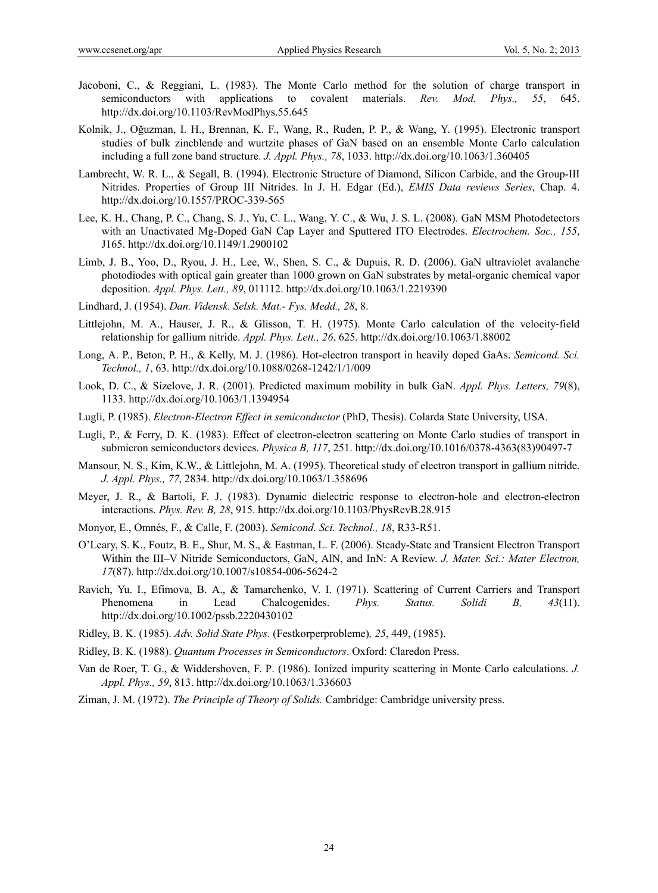Jacoboni, C., & Reggiani, L. (1983). The Monte Carlo method for the solution of charge transport in semiconductors with applications to covalent materials. *Rev. Mod. Phys., 55*, 645. http://dx.doi.org/10.1103/RevModPhys.55.645

Kolnik, J., Oğuzman, I. H., Brennan, K. F., Wang, R., Ruden, P. P., & Wang, Y. (1995). Electronic transport studies of bulk zincblende and wurtzite phases of GaN based on an ensemble Monte Carlo calculation including a full zone band structure. *J. Appl. Phys., 78*, 1033. http://dx.doi.org/10.1063/1.360405

Lambrecht, W. R. L., & Segall, B. (1994). Electronic Structure of Diamond, Silicon Carbide, and the Group-III Nitrides. Properties of Group III Nitrides. In J. H. Edgar (Ed.), *EMIS Data reviews Series*, Chap. 4. http://dx.doi.org/10.1557/PROC-339-565

Lee, K. H., Chang, P. C., Chang, S. J., Yu, C. L., Wang, Y. C., & Wu, J. S. L. (2008). GaN MSM Photodetectors with an Unactivated Mg-Doped GaN Cap Layer and Sputtered ITO Electrodes. *Electrochem. Soc., 155*, J165. http://dx.doi.org/10.1149/1.2900102

Limb, J. B., Yoo, D., Ryou, J. H., Lee, W., Shen, S. C., & Dupuis, R. D. (2006). GaN ultraviolet avalanche photodiodes with optical gain greater than 1000 grown on GaN substrates by metal-organic chemical vapor deposition. *Appl. Phys. Lett., 89*, 011112. http://dx.doi.org/10.1063/1.2219390

Lindhard, J. (1954). *Dan. Vidensk. Selsk. Mat.- Fys. Medd., 28*, 8.

Littlejohn, M. A., Hauser, J. R., & Glisson, T. H. (1975). Monte Carlo calculation of the velocity-field relationship for gallium nitride. *Appl. Phys. Lett., 26*, 625. http://dx.doi.org/10.1063/1.88002

Long, A. P., Beton, P. H., & Kelly, M. J. (1986). Hot-electron transport in heavily doped GaAs. *Semicond. Sci. Technol., 1*, 63. http://dx.doi.org/10.1088/0268-1242/1/1/009

Look, D. C., & Sizelove, J. R. (2001). Predicted maximum mobility in bulk GaN. *Appl. Phys. Letters, 79*(8), 1133. http://dx.doi.org/10.1063/1.1394954

Lugli, P. (1985). *Electron-Electron Effect in semiconductor* (PhD, Thesis). Colarda State University, USA.

Lugli, P., & Ferry, D. K. (1983). Effect of electron-electron scattering on Monte Carlo studies of transport in submicron semiconductors devices. *Physica B, 117*, 251. http://dx.doi.org/10.1016/0378-4363(83)90497-7

Mansour, N. S., Kim, K.W., & Littlejohn, M. A. (1995). Theoretical study of electron transport in gallium nitride. *J. Appl. Phys., 77*, 2834. http://dx.doi.org/10.1063/1.358696

Meyer, J. R., & Bartoli, F. J. (1983). Dynamic dielectric response to electron-hole and electron-electron interactions. *Phys. Rev. B, 28*, 915. http://dx.doi.org/10.1103/PhysRevB.28.915

Monyor, E., Omnés, F., & Calle, F. (2003). *Semicond. Sci. Technol., 18*, R33-R51.

O'Leary, S. K., Foutz, B. E., Shur, M. S., & Eastman, L. F. (2006). Steady-State and Transient Electron Transport Within the III–V Nitride Semiconductors, GaN, AlN, and InN: A Review. *J. Mater. Sci.: Mater Electron, 17*(87). http://dx.doi.org/10.1007/s10854-006-5624-2

Ravich, Yu. I., Efimova, B. A., & Tamarchenko, V. I. (1971). Scattering of Current Carriers and Transport Phenomena in Lead Chalcogenides. *Phys. Status. Solidi B, 43*(11). http://dx.doi.org/10.1002/pssb.2220430102

Ridley, B. K. (1985). *Adv. Solid State Phys.* (Festkorperprobleme)*, 25*, 449, (1985).

Ridley, B. K. (1988). *Quantum Processes in Semiconductors*. Oxford: Claredon Press.

Van de Roer, T. G., & Widdershoven, F. P. (1986). Ionized impurity scattering in Monte Carlo calculations. *J. Appl. Phys., 59*, 813. http://dx.doi.org/10.1063/1.336603

Ziman, J. M. (1972). *The Principle of Theory of Solids.* Cambridge: Cambridge university press.